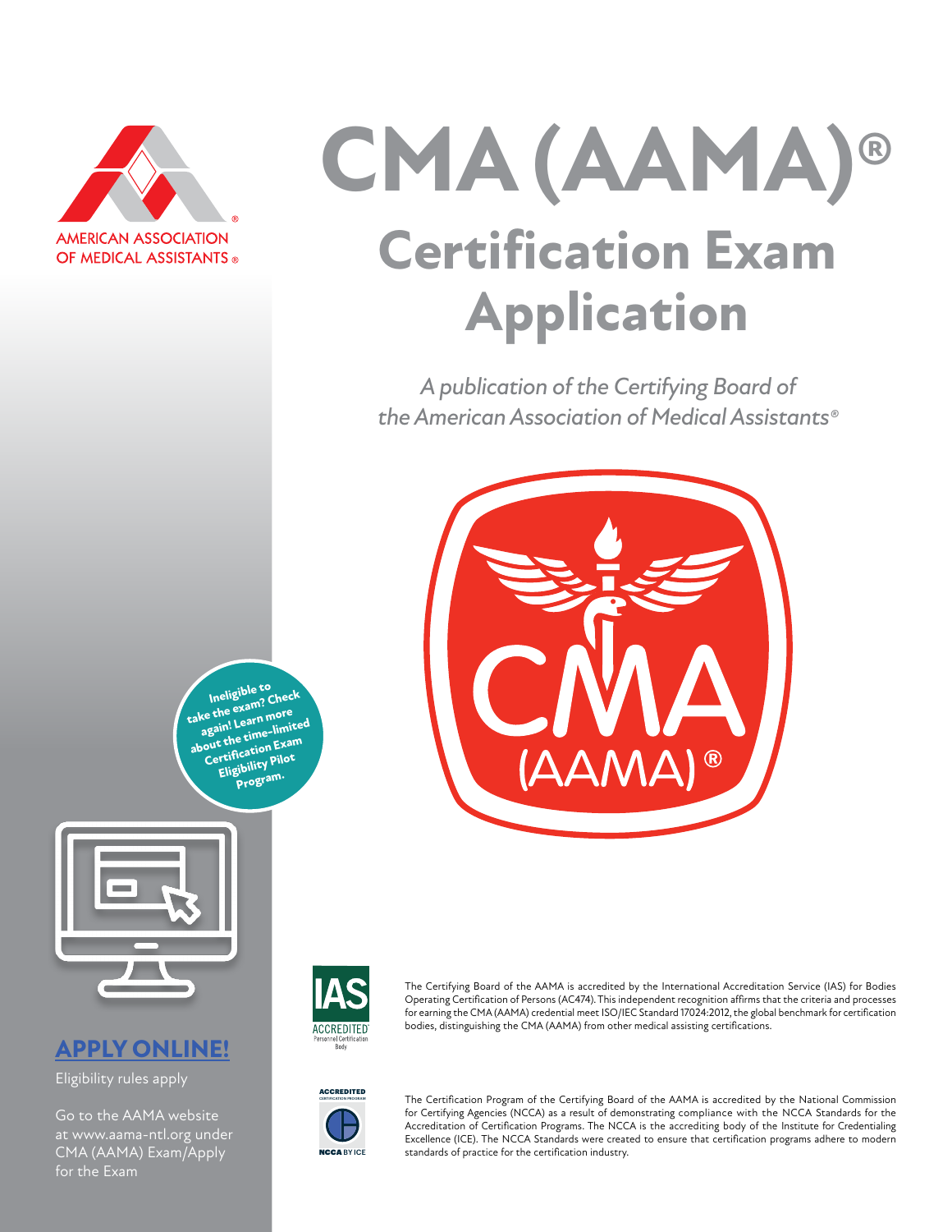AMERICAN ASSOCIATION OF MEDICAL ASSISTANTS®

# CMA (AAMA)®

# Certification Exam Application

*A publication of the Certifying Board of the American Association of Medical Assistants®*

Ineligible to take the exam? Check again! Learn more about the time-limited Certification Exam Eligibility Pilot Program.

## APPLY ONLINE!

Eligibility rules apply

Go to the AAMA website at www.aama-ntl.org under CMA (AAMA) Exam/Apply for the Exam

The Certifying Board of the AAMA is accredited by the International Accreditation Service (IAS) for Bodies Operating Certification of Persons (AC474). This independent recognition affirms that the criteria and processes for earning the CMA (AAMA) credential meet ISO/IEC Standard 17024:2012, the global benchmark for certification bodies, distinguishing the CMA (AAMA) from other medical assisting certifications.

The Certification Program of the Certifying Board of the AAMA is accredited by the National Commission for Certifying Agencies (NCCA) as a result of demonstrating compliance with the NCCA Standards for the Accreditation of Certification Programs. The NCCA is the accrediting body of the Institute for Credentialing Excellence (ICE). The NCCA Standards were created to ensure that certification programs adhere to modern standards of practice for the certification industry.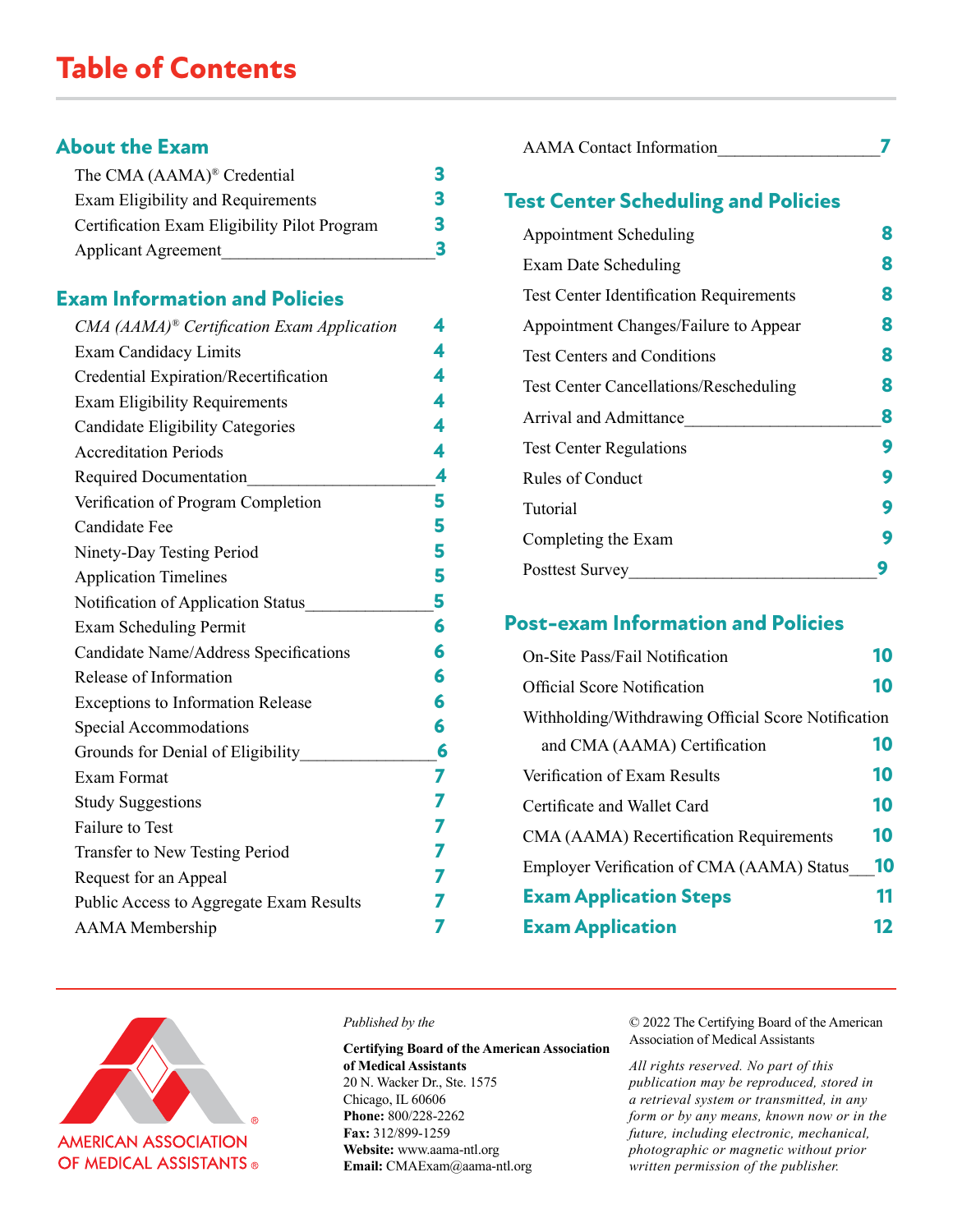# Table of Contents

## About the Exam

- The CMA (AAMA)® Credential — 3
- Exam Eligibility and Requirements — 3
- Certification Exam Eligibility Pilot Program — 3
- Applicant Agreement — 3

## Exam Information and Policies

- *CMA (AAMA)® Certification Exam Application* — 4
- Exam Candidacy Limits — 4
- Credential Expiration/Recertification — 4
- Exam Eligibility Requirements — 4
- Candidate Eligibility Categories — 4
- Accreditation Periods — 4
- Required Documentation — 4
- Verification of Program Completion — 5
- Candidate Fee — 5
- Ninety-Day Testing Period — 5
- Application Timelines — 5
- Notification of Application Status — 5
- Exam Scheduling Permit — 6
- Candidate Name/Address Specifications — 6
- Release of Information — 6
- Exceptions to Information Release — 6
- Special Accommodations — 6
- Grounds for Denial of Eligibility — 6
- Exam Format — 7
- Study Suggestions — 7
- Failure to Test — 7
- Transfer to New Testing Period — 7
- Request for an Appeal — 7
- Public Access to Aggregate Exam Results — 7
- AAMA Membership — 7
- AAMA Contact Information — 7

## Test Center Scheduling and Policies

- Appointment Scheduling — 8
- Exam Date Scheduling — 8
- Test Center Identification Requirements — 8
- Appointment Changes/Failure to Appear — 8
- Test Centers and Conditions — 8
- Test Center Cancellations/Rescheduling — 8
- Arrival and Admittance — 8
- Test Center Regulations — 9
- Rules of Conduct — 9
- Tutorial — 9
- Completing the Exam — 9
- Posttest Survey — 9

## Post-exam Information and Policies

- On-Site Pass/Fail Notification — 10
- Official Score Notification — 10
- Withholding/Withdrawing Official Score Notification and CMA (AAMA) Certification — 10
- Verification of Exam Results — 10
- Certificate and Wallet Card — 10
- CMA (AAMA) Recertification Requirements — 10
- Employer Verification of CMA (AAMA) Status — 10

**Exam Application Steps** — 11

**Exam Application** — 12

---

AMERICAN ASSOCIATION OF MEDICAL ASSISTANTS®

*Published by the*

**Certifying Board of the American Association of Medical Assistants**
20 N. Wacker Dr., Ste. 1575
Chicago, IL 60606
**Phone:** 800/228-2262
**Fax:** 312/899-1259
**Website:** www.aama-ntl.org
**Email:** CMAExam@aama-ntl.org

© 2022 The Certifying Board of the American Association of Medical Assistants

*All rights reserved. No part of this publication may be reproduced, stored in a retrieval system or transmitted, in any form or by any means, known now or in the future, including electronic, mechanical, photographic or magnetic without prior written permission of the publisher.*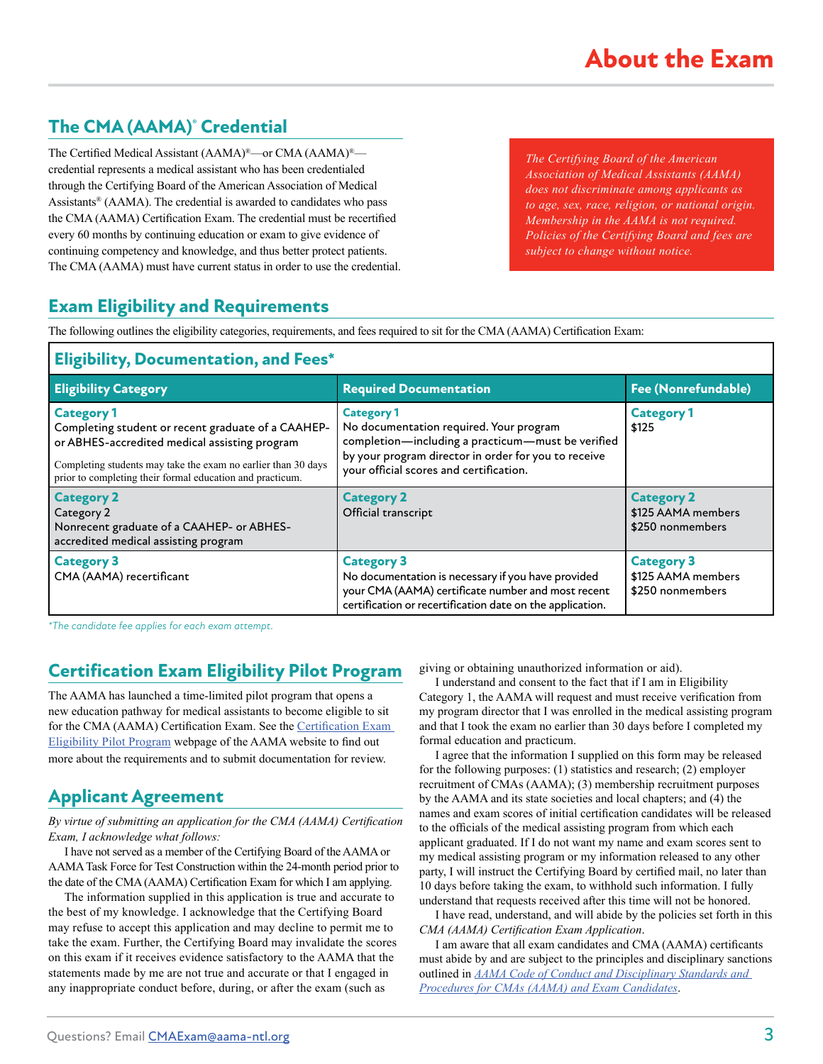## About the Exam

### The CMA (AAMA)® Credential

The Certified Medical Assistant (AAMA)®—or CMA (AAMA)®—credential represents a medical assistant who has been credentialed through the Certifying Board of the American Association of Medical Assistants® (AAMA). The credential is awarded to candidates who pass the CMA (AAMA) Certification Exam. The credential must be recertified every 60 months by continuing education or exam to give evidence of continuing competency and knowledge, and thus better protect patients. The CMA (AAMA) must have current status in order to use the credential.

*The Certifying Board of the American Association of Medical Assistants (AAMA) does not discriminate among applicants as to age, sex, race, religion, or national origin. Membership in the AAMA is not required. Policies of the Certifying Board and fees are subject to change without notice.*

### Exam Eligibility and Requirements

The following outlines the eligibility categories, requirements, and fees required to sit for the CMA (AAMA) Certification Exam:

**Eligibility, Documentation, and Fees***

| Eligibility Category | Required Documentation | Fee (Nonrefundable) |
|---|---|---|
| **Category 1**<br>Completing student or recent graduate of a CAAHEP- or ABHES-accredited medical assisting program<br>Completing students may take the exam no earlier than 30 days prior to completing their formal education and practicum. | **Category 1**<br>No documentation required. Your program completion—including a practicum—must be verified by your program director in order for you to receive your official scores and certification. | **Category 1**<br>$125 |
| **Category 2**<br>Category 2<br>Nonrecent graduate of a CAAHEP- or ABHES-accredited medical assisting program | **Category 2**<br>Official transcript | **Category 2**<br>$125 AAMA members<br>$250 nonmembers |
| **Category 3**<br>CMA (AAMA) recertificant | **Category 3**<br>No documentation is necessary if you have provided your CMA (AAMA) certificate number and most recent certification or recertification date on the application. | **Category 3**<br>$125 AAMA members<br>$250 nonmembers |

*\*The candidate fee applies for each exam attempt.*

### Certification Exam Eligibility Pilot Program

The AAMA has launched a time-limited pilot program that opens a new education pathway for medical assistants to become eligible to sit for the CMA (AAMA) Certification Exam. See the [Certification Exam Eligibility Pilot Program]() webpage of the AAMA website to find out more about the requirements and to submit documentation for review.

### Applicant Agreement

*By virtue of submitting an application for the CMA (AAMA) Certification Exam, I acknowledge what follows:*

I have not served as a member of the Certifying Board of the AAMA or AAMA Task Force for Test Construction within the 24-month period prior to the date of the CMA (AAMA) Certification Exam for which I am applying.

The information supplied in this application is true and accurate to the best of my knowledge. I acknowledge that the Certifying Board may refuse to accept this application and may decline to permit me to take the exam. Further, the Certifying Board may invalidate the scores on this exam if it receives evidence satisfactory to the AAMA that the statements made by me are not true and accurate or that I engaged in any inappropriate conduct before, during, or after the exam (such as giving or obtaining unauthorized information or aid).

I understand and consent to the fact that if I am in Eligibility Category 1, the AAMA will request and must receive verification from my program director that I was enrolled in the medical assisting program and that I took the exam no earlier than 30 days before I completed my formal education and practicum.

I agree that the information I supplied on this form may be released for the following purposes: (1) statistics and research; (2) employer recruitment of CMAs (AAMA); (3) membership recruitment purposes by the AAMA and its state societies and local chapters; and (4) the names and exam scores of initial certification candidates will be released to the officials of the medical assisting program from which each applicant graduated. If I do not want my name and exam scores sent to my medical assisting program or my information released to any other party, I will instruct the Certifying Board by certified mail, no later than 10 days before taking the exam, to withhold such information. I fully understand that requests received after this time will not be honored.

I have read, understand, and will abide by the policies set forth in this *CMA (AAMA) Certification Exam Application*.

I am aware that all exam candidates and CMA (AAMA) certificants must abide by and are subject to the principles and disciplinary sanctions outlined in *[AAMA Code of Conduct and Disciplinary Standards and Procedures for CMAs (AAMA) and Exam Candidates]()*.

Questions? Email CMAExam@aama-ntl.org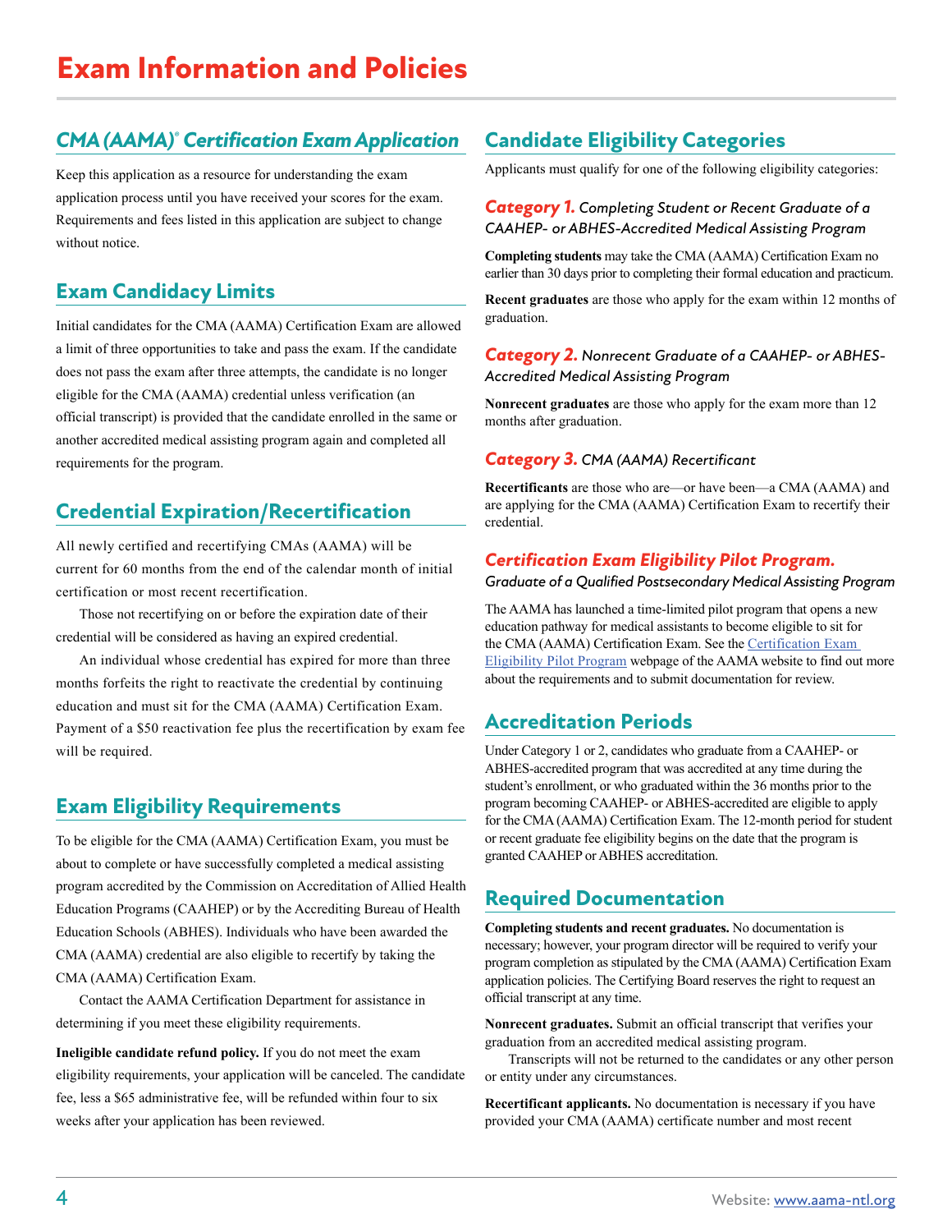# Exam Information and Policies

## *CMA (AAMA)® Certification Exam Application*

Keep this application as a resource for understanding the exam application process until you have received your scores for the exam. Requirements and fees listed in this application are subject to change without notice.

## Exam Candidacy Limits

Initial candidates for the CMA (AAMA) Certification Exam are allowed a limit of three opportunities to take and pass the exam. If the candidate does not pass the exam after three attempts, the candidate is no longer eligible for the CMA (AAMA) credential unless verification (an official transcript) is provided that the candidate enrolled in the same or another accredited medical assisting program again and completed all requirements for the program.

## Credential Expiration/Recertification

All newly certified and recertifying CMAs (AAMA) will be current for 60 months from the end of the calendar month of initial certification or most recent recertification.

Those not recertifying on or before the expiration date of their credential will be considered as having an expired credential.

An individual whose credential has expired for more than three months forfeits the right to reactivate the credential by continuing education and must sit for the CMA (AAMA) Certification Exam. Payment of a $50 reactivation fee plus the recertification by exam fee will be required.

## Exam Eligibility Requirements

To be eligible for the CMA (AAMA) Certification Exam, you must be about to complete or have successfully completed a medical assisting program accredited by the Commission on Accreditation of Allied Health Education Programs (CAAHEP) or by the Accrediting Bureau of Health Education Schools (ABHES). Individuals who have been awarded the CMA (AAMA) credential are also eligible to recertify by taking the CMA (AAMA) Certification Exam.

Contact the AAMA Certification Department for assistance in determining if you meet these eligibility requirements.

**Ineligible candidate refund policy.** If you do not meet the exam eligibility requirements, your application will be canceled. The candidate fee, less a $65 administrative fee, will be refunded within four to six weeks after your application has been reviewed.

## Candidate Eligibility Categories

Applicants must qualify for one of the following eligibility categories:

### *Category 1. Completing Student or Recent Graduate of a CAAHEP- or ABHES-Accredited Medical Assisting Program*

**Completing students** may take the CMA (AAMA) Certification Exam no earlier than 30 days prior to completing their formal education and practicum.

**Recent graduates** are those who apply for the exam within 12 months of graduation.

### *Category 2. Nonrecent Graduate of a CAAHEP- or ABHES-Accredited Medical Assisting Program*

**Nonrecent graduates** are those who apply for the exam more than 12 months after graduation.

### *Category 3. CMA (AAMA) Recertificant*

**Recertificants** are those who are—or have been—a CMA (AAMA) and are applying for the CMA (AAMA) Certification Exam to recertify their credential.

### *Certification Exam Eligibility Pilot Program.*

*Graduate of a Qualified Postsecondary Medical Assisting Program*

The AAMA has launched a time-limited pilot program that opens a new education pathway for medical assistants to become eligible to sit for the CMA (AAMA) Certification Exam. See the Certification Exam Eligibility Pilot Program webpage of the AAMA website to find out more about the requirements and to submit documentation for review.

## Accreditation Periods

Under Category 1 or 2, candidates who graduate from a CAAHEP- or ABHES-accredited program that was accredited at any time during the student's enrollment, or who graduated within the 36 months prior to the program becoming CAAHEP- or ABHES-accredited are eligible to apply for the CMA (AAMA) Certification Exam. The 12-month period for student or recent graduate fee eligibility begins on the date that the program is granted CAAHEP or ABHES accreditation.

## Required Documentation

**Completing students and recent graduates.** No documentation is necessary; however, your program director will be required to verify your program completion as stipulated by the CMA (AAMA) Certification Exam application policies. The Certifying Board reserves the right to request an official transcript at any time.

**Nonrecent graduates.** Submit an official transcript that verifies your graduation from an accredited medical assisting program.

Transcripts will not be returned to the candidates or any other person or entity under any circumstances.

**Recertificant applicants.** No documentation is necessary if you have provided your CMA (AAMA) certificate number and most recent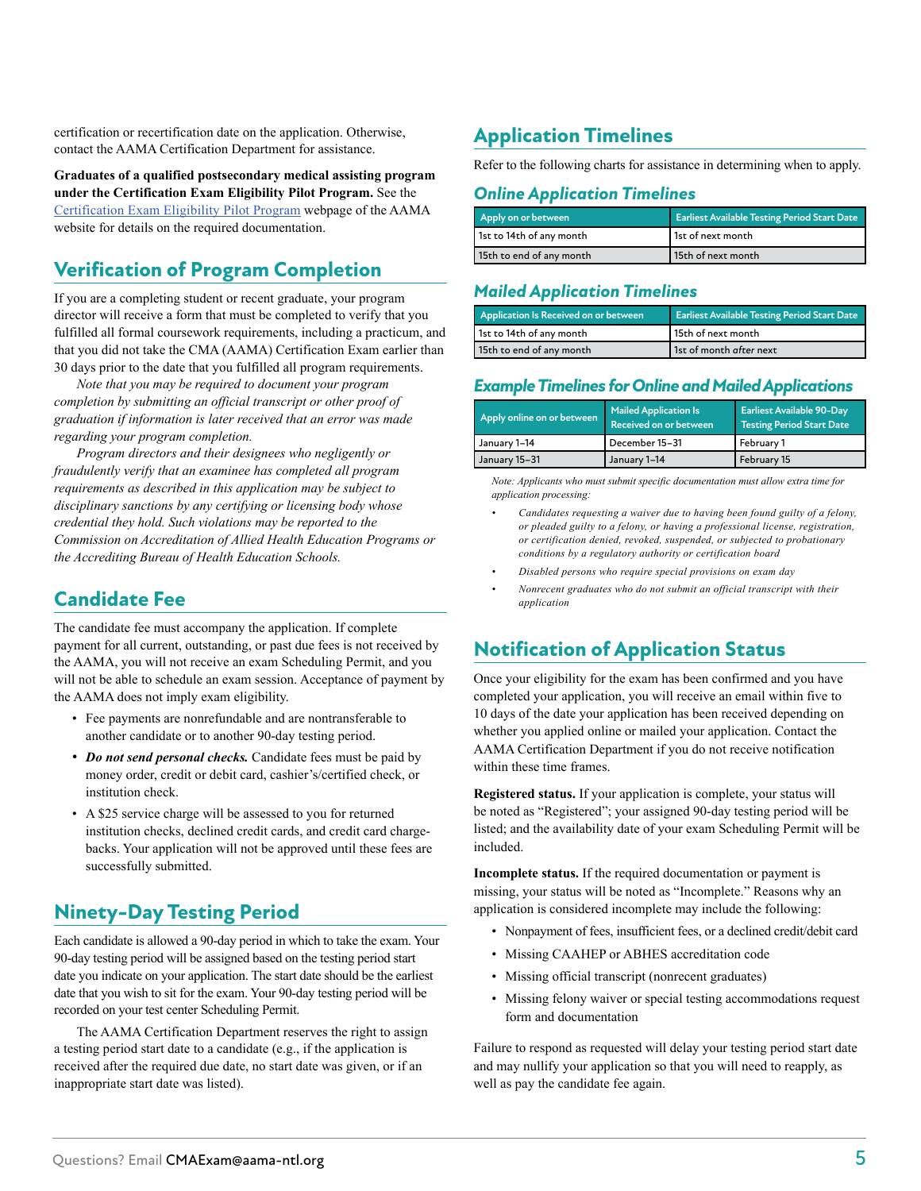certification or recertification date on the application. Otherwise, contact the AAMA Certification Department for assistance.

**Graduates of a qualified postsecondary medical assisting program under the Certification Exam Eligibility Pilot Program.** See the Certification Exam Eligibility Pilot Program webpage of the AAMA website for details on the required documentation.

## Verification of Program Completion

If you are a completing student or recent graduate, your program director will receive a form that must be completed to verify that you fulfilled all formal coursework requirements, including a practicum, and that you did not take the CMA (AAMA) Certification Exam earlier than 30 days prior to the date that you fulfilled all program requirements.

*Note that you may be required to document your program completion by submitting an official transcript or other proof of graduation if information is later received that an error was made regarding your program completion.*

*Program directors and their designees who negligently or fraudulently verify that an examinee has completed all program requirements as described in this application may be subject to disciplinary sanctions by any certifying or licensing body whose credential they hold. Such violations may be reported to the Commission on Accreditation of Allied Health Education Programs or the Accrediting Bureau of Health Education Schools.*

## Candidate Fee

The candidate fee must accompany the application. If complete payment for all current, outstanding, or past due fees is not received by the AAMA, you will not receive an exam Scheduling Permit, and you will not be able to schedule an exam session. Acceptance of payment by the AAMA does not imply exam eligibility.

- Fee payments are nonrefundable and are nontransferable to another candidate or to another 90-day testing period.
- ***Do not send personal checks.*** Candidate fees must be paid by money order, credit or debit card, cashier's/certified check, or institution check.
- A $25 service charge will be assessed to you for returned institution checks, declined credit cards, and credit card chargebacks. Your application will not be approved until these fees are successfully submitted.

## Ninety-Day Testing Period

Each candidate is allowed a 90-day period in which to take the exam. Your 90-day testing period will be assigned based on the testing period start date you indicate on your application. The start date should be the earliest date that you wish to sit for the exam. Your 90-day testing period will be recorded on your test center Scheduling Permit.

The AAMA Certification Department reserves the right to assign a testing period start date to a candidate (e.g., if the application is received after the required due date, no start date was given, or if an inappropriate start date was listed).

## Application Timelines

Refer to the following charts for assistance in determining when to apply.

### *Online Application Timelines*

| Apply on or between | Earliest Available Testing Period Start Date |
|---|---|
| 1st to 14th of any month | 1st of next month |
| 15th to end of any month | 15th of next month |

### *Mailed Application Timelines*

| Application Is Received on or between | Earliest Available Testing Period Start Date |
|---|---|
| 1st to 14th of any month | 15th of next month |
| 15th to end of any month | 1st of month *after* next |

### *Example Timelines for Online and Mailed Applications*

| Apply online on or between | Mailed Application Is Received on or between | Earliest Available 90-Day Testing Period Start Date |
|---|---|---|
| January 1–14 | December 15–31 | February 1 |
| January 15–31 | January 1–14 | February 15 |

*Note: Applicants who must submit specific documentation must allow extra time for application processing:*

- *Candidates requesting a waiver due to having been found guilty of a felony, or pleaded guilty to a felony, or having a professional license, registration, or certification denied, revoked, suspended, or subjected to probationary conditions by a regulatory authority or certification board*
- *Disabled persons who require special provisions on exam day*
- *Nonrecent graduates who do not submit an official transcript with their application*

## Notification of Application Status

Once your eligibility for the exam has been confirmed and you have completed your application, you will receive an email within five to 10 days of the date your application has been received depending on whether you applied online or mailed your application. Contact the AAMA Certification Department if you do not receive notification within these time frames.

**Registered status.** If your application is complete, your status will be noted as "Registered"; your assigned 90-day testing period will be listed; and the availability date of your exam Scheduling Permit will be included.

**Incomplete status.** If the required documentation or payment is missing, your status will be noted as "Incomplete." Reasons why an application is considered incomplete may include the following:

- Nonpayment of fees, insufficient fees, or a declined credit/debit card
- Missing CAAHEP or ABHES accreditation code
- Missing official transcript (nonrecent graduates)
- Missing felony waiver or special testing accommodations request form and documentation

Failure to respond as requested will delay your testing period start date and may nullify your application so that you will need to reapply, as well as pay the candidate fee again.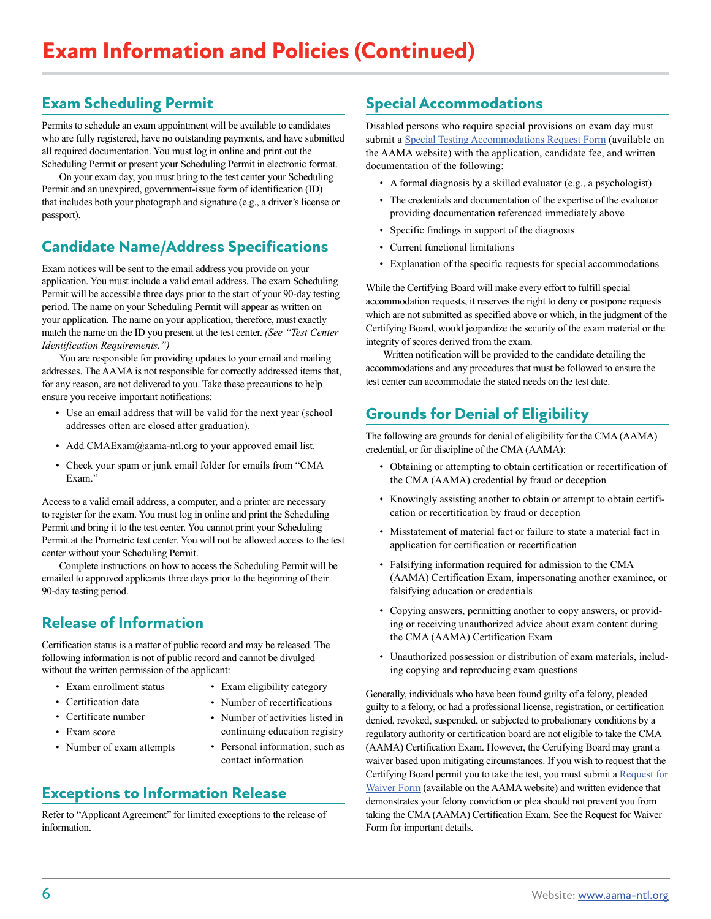# Exam Information and Policies (Continued)

## Exam Scheduling Permit

Permits to schedule an exam appointment will be available to candidates who are fully registered, have no outstanding payments, and have submitted all required documentation. You must log in online and print out the Scheduling Permit or present your Scheduling Permit in electronic format.

On your exam day, you must bring to the test center your Scheduling Permit and an unexpired, government-issue form of identification (ID) that includes both your photograph and signature (e.g., a driver's license or passport).

## Candidate Name/Address Specifications

Exam notices will be sent to the email address you provide on your application. You must include a valid email address. The exam Scheduling Permit will be accessible three days prior to the start of your 90-day testing period. The name on your Scheduling Permit will appear as written on your application. The name on your application, therefore, must exactly match the name on the ID you present at the test center. *(See "Test Center Identification Requirements.")*

You are responsible for providing updates to your email and mailing addresses. The AAMA is not responsible for correctly addressed items that, for any reason, are not delivered to you. Take these precautions to help ensure you receive important notifications:

- Use an email address that will be valid for the next year (school addresses often are closed after graduation).
- Add CMAExam@aama-ntl.org to your approved email list.
- Check your spam or junk email folder for emails from "CMA Exam."

Access to a valid email address, a computer, and a printer are necessary to register for the exam. You must log in online and print the Scheduling Permit and bring it to the test center. You cannot print your Scheduling Permit at the Prometric test center. You will not be allowed access to the test center without your Scheduling Permit.

Complete instructions on how to access the Scheduling Permit will be emailed to approved applicants three days prior to the beginning of their 90-day testing period.

## Release of Information

Certification status is a matter of public record and may be released. The following information is not of public record and cannot be divulged without the written permission of the applicant:

- Exam enrollment status
- Certification date
- Certificate number
- Exam score
- Number of exam attempts
- Exam eligibility category
- Number of recertifications
- Number of activities listed in continuing education registry
- Personal information, such as contact information

## Exceptions to Information Release

Refer to "Applicant Agreement" for limited exceptions to the release of information.

## Special Accommodations

Disabled persons who require special provisions on exam day must submit a Special Testing Accommodations Request Form (available on the AAMA website) with the application, candidate fee, and written documentation of the following:

- A formal diagnosis by a skilled evaluator (e.g., a psychologist)
- The credentials and documentation of the expertise of the evaluator providing documentation referenced immediately above
- Specific findings in support of the diagnosis
- Current functional limitations
- Explanation of the specific requests for special accommodations

While the Certifying Board will make every effort to fulfill special accommodation requests, it reserves the right to deny or postpone requests which are not submitted as specified above or which, in the judgment of the Certifying Board, would jeopardize the security of the exam material or the integrity of scores derived from the exam.

Written notification will be provided to the candidate detailing the accommodations and any procedures that must be followed to ensure the test center can accommodate the stated needs on the test date.

## Grounds for Denial of Eligibility

The following are grounds for denial of eligibility for the CMA (AAMA) credential, or for discipline of the CMA (AAMA):

- Obtaining or attempting to obtain certification or recertification of the CMA (AAMA) credential by fraud or deception
- Knowingly assisting another to obtain or attempt to obtain certification or recertification by fraud or deception
- Misstatement of material fact or failure to state a material fact in application for certification or recertification
- Falsifying information required for admission to the CMA (AAMA) Certification Exam, impersonating another examinee, or falsifying education or credentials
- Copying answers, permitting another to copy answers, or providing or receiving unauthorized advice about exam content during the CMA (AAMA) Certification Exam
- Unauthorized possession or distribution of exam materials, including copying and reproducing exam questions

Generally, individuals who have been found guilty of a felony, pleaded guilty to a felony, or had a professional license, registration, or certification denied, revoked, suspended, or subjected to probationary conditions by a regulatory authority or certification board are not eligible to take the CMA (AAMA) Certification Exam. However, the Certifying Board may grant a waiver based upon mitigating circumstances. If you wish to request that the Certifying Board permit you to take the test, you must submit a Request for Waiver Form (available on the AAMA website) and written evidence that demonstrates your felony conviction or plea should not prevent you from taking the CMA (AAMA) Certification Exam. See the Request for Waiver Form for important details.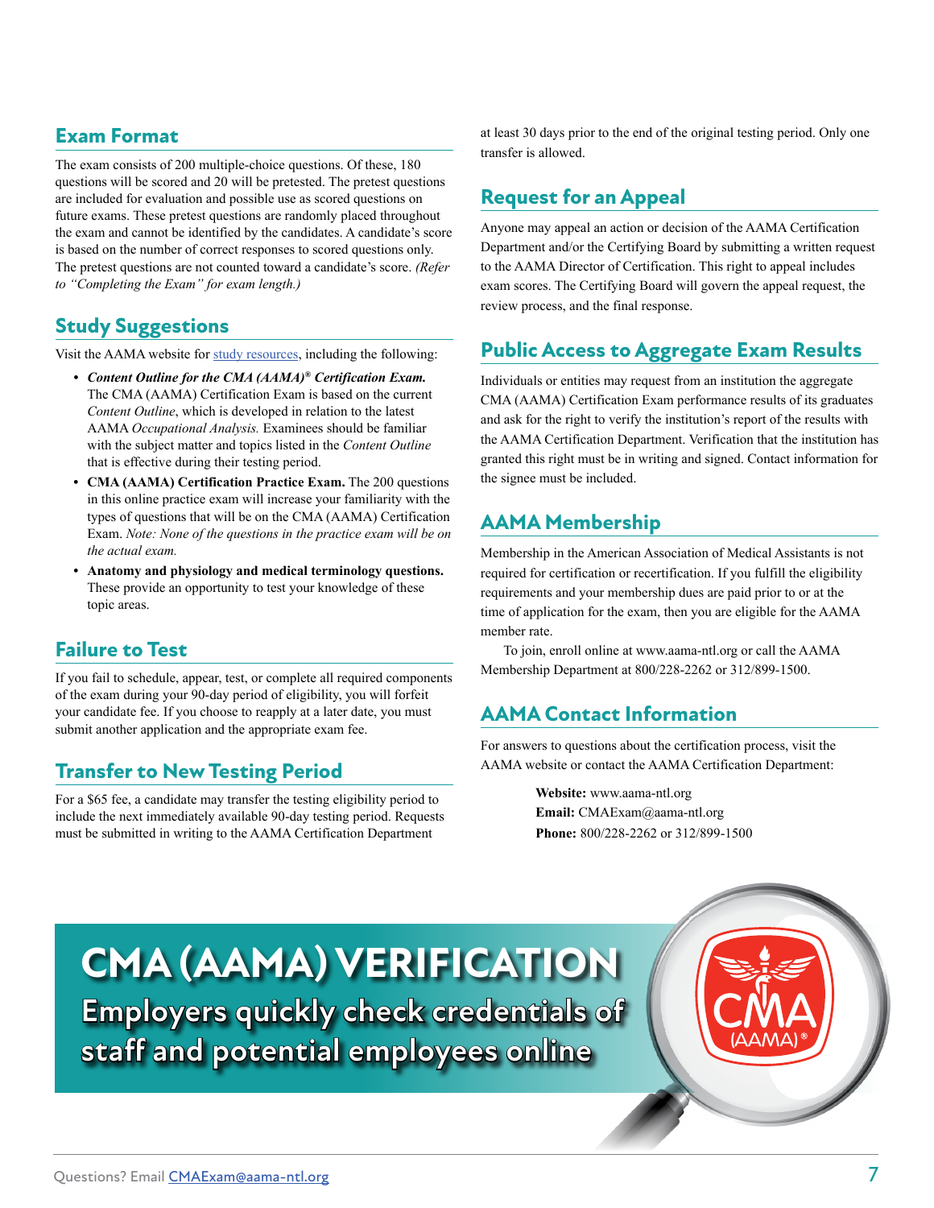## Exam Format

The exam consists of 200 multiple-choice questions. Of these, 180 questions will be scored and 20 will be pretested. The pretest questions are included for evaluation and possible use as scored questions on future exams. These pretest questions are randomly placed throughout the exam and cannot be identified by the candidates. A candidate's score is based on the number of correct responses to scored questions only. The pretest questions are not counted toward a candidate's score. *(Refer to "Completing the Exam" for exam length.)*

## Study Suggestions

Visit the AAMA website for study resources, including the following:

- ***Content Outline for the CMA (AAMA)® Certification Exam.*** The CMA (AAMA) Certification Exam is based on the current *Content Outline*, which is developed in relation to the latest AAMA *Occupational Analysis.* Examinees should be familiar with the subject matter and topics listed in the *Content Outline* that is effective during their testing period.
- **CMA (AAMA) Certification Practice Exam.** The 200 questions in this online practice exam will increase your familiarity with the types of questions that will be on the CMA (AAMA) Certification Exam. *Note: None of the questions in the practice exam will be on the actual exam.*
- **Anatomy and physiology and medical terminology questions.** These provide an opportunity to test your knowledge of these topic areas.

## Failure to Test

If you fail to schedule, appear, test, or complete all required components of the exam during your 90-day period of eligibility, you will forfeit your candidate fee. If you choose to reapply at a later date, you must submit another application and the appropriate exam fee.

## Transfer to New Testing Period

For a $65 fee, a candidate may transfer the testing eligibility period to include the next immediately available 90-day testing period. Requests must be submitted in writing to the AAMA Certification Department at least 30 days prior to the end of the original testing period. Only one transfer is allowed.

## Request for an Appeal

Anyone may appeal an action or decision of the AAMA Certification Department and/or the Certifying Board by submitting a written request to the AAMA Director of Certification. This right to appeal includes exam scores. The Certifying Board will govern the appeal request, the review process, and the final response.

## Public Access to Aggregate Exam Results

Individuals or entities may request from an institution the aggregate CMA (AAMA) Certification Exam performance results of its graduates and ask for the right to verify the institution's report of the results with the AAMA Certification Department. Verification that the institution has granted this right must be in writing and signed. Contact information for the signee must be included.

## AAMA Membership

Membership in the American Association of Medical Assistants is not required for certification or recertification. If you fulfill the eligibility requirements and your membership dues are paid prior to or at the time of application for the exam, then you are eligible for the AAMA member rate.

To join, enroll online at www.aama-ntl.org or call the AAMA Membership Department at 800/228-2262 or 312/899-1500.

## AAMA Contact Information

For answers to questions about the certification process, visit the AAMA website or contact the AAMA Certification Department:

**Website:** www.aama-ntl.org
**Email:** CMAExam@aama-ntl.org
**Phone:** 800/228-2262 or 312/899-1500

# CMA (AAMA) VERIFICATION

**Employers quickly check credentials of staff and potential employees online**

CMA (AAMA)®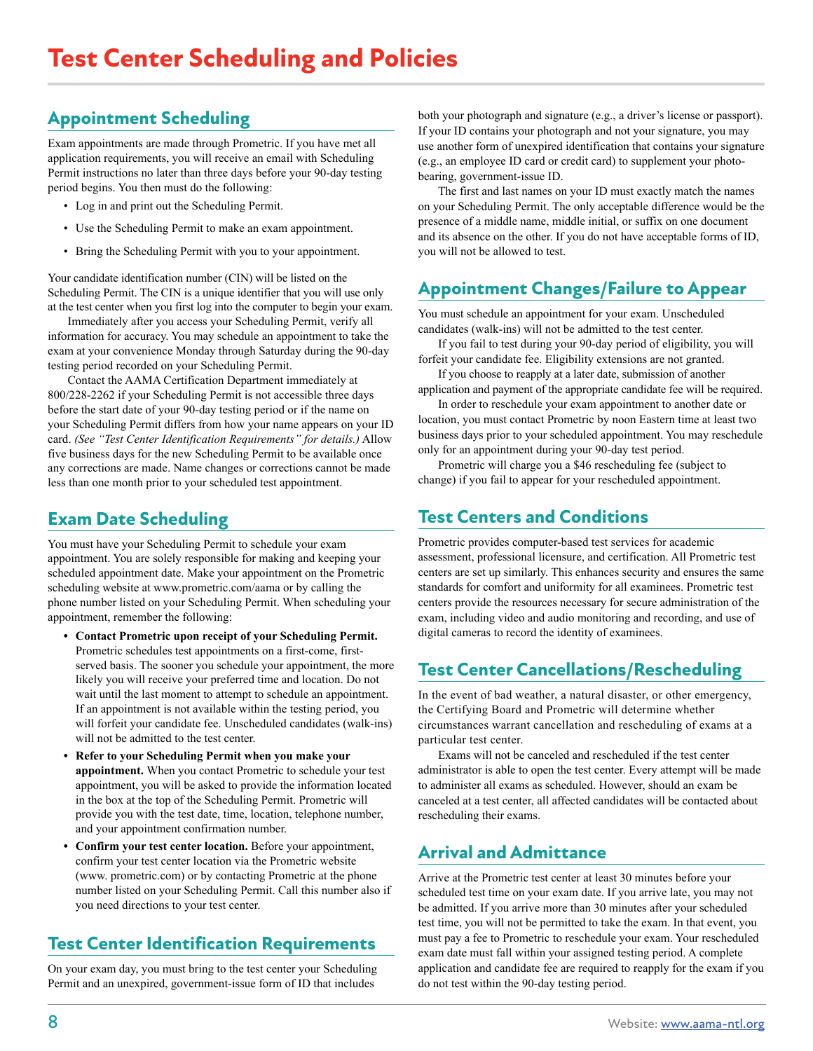# Test Center Scheduling and Policies

## Appointment Scheduling

Exam appointments are made through Prometric. If you have met all application requirements, you will receive an email with Scheduling Permit instructions no later than three days before your 90-day testing period begins. You then must do the following:

- Log in and print out the Scheduling Permit.
- Use the Scheduling Permit to make an exam appointment.
- Bring the Scheduling Permit with you to your appointment.

Your candidate identification number (CIN) will be listed on the Scheduling Permit. The CIN is a unique identifier that you will use only at the test center when you first log into the computer to begin your exam.

Immediately after you access your Scheduling Permit, verify all information for accuracy. You may schedule an appointment to take the exam at your convenience Monday through Saturday during the 90-day testing period recorded on your Scheduling Permit.

Contact the AAMA Certification Department immediately at 800/228-2262 if your Scheduling Permit is not accessible three days before the start date of your 90-day testing period or if the name on your Scheduling Permit differs from how your name appears on your ID card. *(See "Test Center Identification Requirements" for details.)* Allow five business days for the new Scheduling Permit to be available once any corrections are made. Name changes or corrections cannot be made less than one month prior to your scheduled test appointment.

## Exam Date Scheduling

You must have your Scheduling Permit to schedule your exam appointment. You are solely responsible for making and keeping your scheduled appointment date. Make your appointment on the Prometric scheduling website at www.prometric.com/aama or by calling the phone number listed on your Scheduling Permit. When scheduling your appointment, remember the following:

- **Contact Prometric upon receipt of your Scheduling Permit.** Prometric schedules test appointments on a first-come, first-served basis. The sooner you schedule your appointment, the more likely you will receive your preferred time and location. Do not wait until the last moment to attempt to schedule an appointment. If an appointment is not available within the testing period, you will forfeit your candidate fee. Unscheduled candidates (walk-ins) will not be admitted to the test center.
- **Refer to your Scheduling Permit when you make your appointment.** When you contact Prometric to schedule your test appointment, you will be asked to provide the information located in the box at the top of the Scheduling Permit. Prometric will provide you with the test date, time, location, telephone number, and your appointment confirmation number.
- **Confirm your test center location.** Before your appointment, confirm your test center location via the Prometric website (www. prometric.com) or by contacting Prometric at the phone number listed on your Scheduling Permit. Call this number also if you need directions to your test center.

## Test Center Identification Requirements

On your exam day, you must bring to the test center your Scheduling Permit and an unexpired, government-issue form of ID that includes both your photograph and signature (e.g., a driver's license or passport). If your ID contains your photograph and not your signature, you may use another form of unexpired identification that contains your signature (e.g., an employee ID card or credit card) to supplement your photo-bearing, government-issue ID.

The first and last names on your ID must exactly match the names on your Scheduling Permit. The only acceptable difference would be the presence of a middle name, middle initial, or suffix on one document and its absence on the other. If you do not have acceptable forms of ID, you will not be allowed to test.

## Appointment Changes/Failure to Appear

You must schedule an appointment for your exam. Unscheduled candidates (walk-ins) will not be admitted to the test center.

If you fail to test during your 90-day period of eligibility, you will forfeit your candidate fee. Eligibility extensions are not granted.

If you choose to reapply at a later date, submission of another application and payment of the appropriate candidate fee will be required.

In order to reschedule your exam appointment to another date or location, you must contact Prometric by noon Eastern time at least two business days prior to your scheduled appointment. You may reschedule only for an appointment during your 90-day test period.

Prometric will charge you a $46 rescheduling fee (subject to change) if you fail to appear for your rescheduled appointment.

## Test Centers and Conditions

Prometric provides computer-based test services for academic assessment, professional licensure, and certification. All Prometric test centers are set up similarly. This enhances security and ensures the same standards for comfort and uniformity for all examinees. Prometric test centers provide the resources necessary for secure administration of the exam, including video and audio monitoring and recording, and use of digital cameras to record the identity of examinees.

## Test Center Cancellations/Rescheduling

In the event of bad weather, a natural disaster, or other emergency, the Certifying Board and Prometric will determine whether circumstances warrant cancellation and rescheduling of exams at a particular test center.

Exams will not be canceled and rescheduled if the test center administrator is able to open the test center. Every attempt will be made to administer all exams as scheduled. However, should an exam be canceled at a test center, all affected candidates will be contacted about rescheduling their exams.

## Arrival and Admittance

Arrive at the Prometric test center at least 30 minutes before your scheduled test time on your exam date. If you arrive late, you may not be admitted. If you arrive more than 30 minutes after your scheduled test time, you will not be permitted to take the exam. In that event, you must pay a fee to Prometric to reschedule your exam. Your rescheduled exam date must fall within your assigned testing period. A complete application and candidate fee are required to reapply for the exam if you do not test within the 90-day testing period.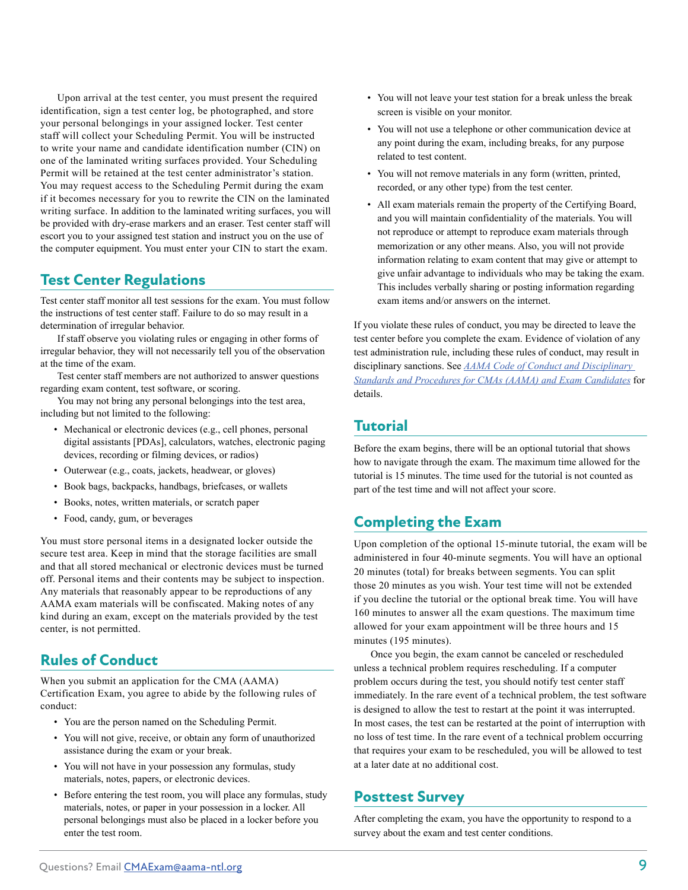Upon arrival at the test center, you must present the required identification, sign a test center log, be photographed, and store your personal belongings in your assigned locker. Test center staff will collect your Scheduling Permit. You will be instructed to write your name and candidate identification number (CIN) on one of the laminated writing surfaces provided. Your Scheduling Permit will be retained at the test center administrator's station. You may request access to the Scheduling Permit during the exam if it becomes necessary for you to rewrite the CIN on the laminated writing surface. In addition to the laminated writing surfaces, you will be provided with dry-erase markers and an eraser. Test center staff will escort you to your assigned test station and instruct you on the use of the computer equipment. You must enter your CIN to start the exam.

## Test Center Regulations

Test center staff monitor all test sessions for the exam. You must follow the instructions of test center staff. Failure to do so may result in a determination of irregular behavior.

If staff observe you violating rules or engaging in other forms of irregular behavior, they will not necessarily tell you of the observation at the time of the exam.

Test center staff members are not authorized to answer questions regarding exam content, test software, or scoring.

You may not bring any personal belongings into the test area, including but not limited to the following:

- Mechanical or electronic devices (e.g., cell phones, personal digital assistants [PDAs], calculators, watches, electronic paging devices, recording or filming devices, or radios)
- Outerwear (e.g., coats, jackets, headwear, or gloves)
- Book bags, backpacks, handbags, briefcases, or wallets
- Books, notes, written materials, or scratch paper
- Food, candy, gum, or beverages

You must store personal items in a designated locker outside the secure test area. Keep in mind that the storage facilities are small and that all stored mechanical or electronic devices must be turned off. Personal items and their contents may be subject to inspection. Any materials that reasonably appear to be reproductions of any AAMA exam materials will be confiscated. Making notes of any kind during an exam, except on the materials provided by the test center, is not permitted.

## Rules of Conduct

When you submit an application for the CMA (AAMA) Certification Exam, you agree to abide by the following rules of conduct:

- You are the person named on the Scheduling Permit.
- You will not give, receive, or obtain any form of unauthorized assistance during the exam or your break.
- You will not have in your possession any formulas, study materials, notes, papers, or electronic devices.
- Before entering the test room, you will place any formulas, study materials, notes, or paper in your possession in a locker. All personal belongings must also be placed in a locker before you enter the test room.
- You will not leave your test station for a break unless the break screen is visible on your monitor.
- You will not use a telephone or other communication device at any point during the exam, including breaks, for any purpose related to test content.
- You will not remove materials in any form (written, printed, recorded, or any other type) from the test center.
- All exam materials remain the property of the Certifying Board, and you will maintain confidentiality of the materials. You will not reproduce or attempt to reproduce exam materials through memorization or any other means. Also, you will not provide information relating to exam content that may give or attempt to give unfair advantage to individuals who may be taking the exam. This includes verbally sharing or posting information regarding exam items and/or answers on the internet.

If you violate these rules of conduct, you may be directed to leave the test center before you complete the exam. Evidence of violation of any test administration rule, including these rules of conduct, may result in disciplinary sanctions. See *AAMA Code of Conduct and Disciplinary Standards and Procedures for CMAs (AAMA) and Exam Candidates* for details.

## Tutorial

Before the exam begins, there will be an optional tutorial that shows how to navigate through the exam. The maximum time allowed for the tutorial is 15 minutes. The time used for the tutorial is not counted as part of the test time and will not affect your score.

## Completing the Exam

Upon completion of the optional 15-minute tutorial, the exam will be administered in four 40-minute segments. You will have an optional 20 minutes (total) for breaks between segments. You can split those 20 minutes as you wish. Your test time will not be extended if you decline the tutorial or the optional break time. You will have 160 minutes to answer all the exam questions. The maximum time allowed for your exam appointment will be three hours and 15 minutes (195 minutes).

Once you begin, the exam cannot be canceled or rescheduled unless a technical problem requires rescheduling. If a computer problem occurs during the test, you should notify test center staff immediately. In the rare event of a technical problem, the test software is designed to allow the test to restart at the point it was interrupted. In most cases, the test can be restarted at the point of interruption with no loss of test time. In the rare event of a technical problem occurring that requires your exam to be rescheduled, you will be allowed to test at a later date at no additional cost.

## Posttest Survey

After completing the exam, you have the opportunity to respond to a survey about the exam and test center conditions.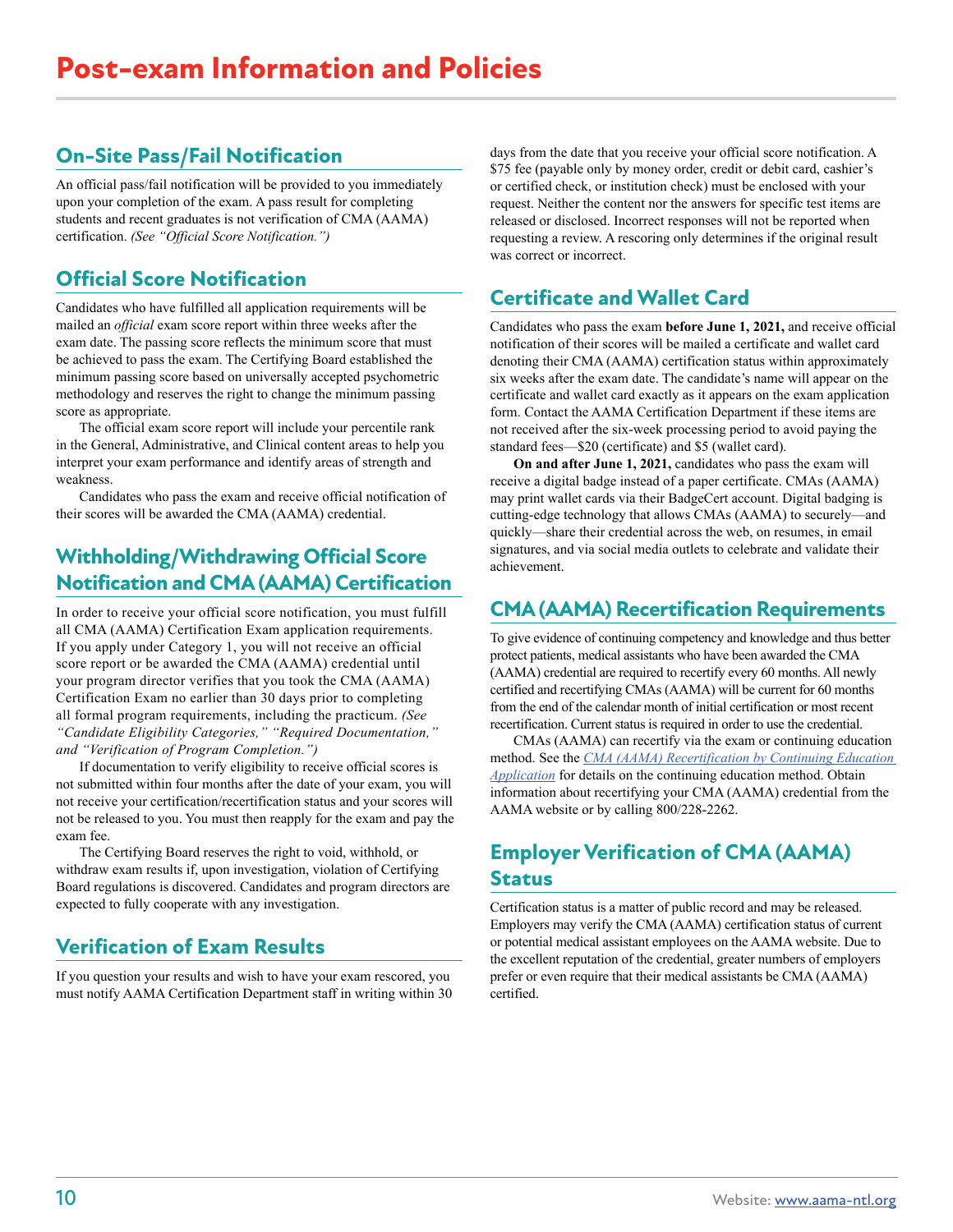# Post-exam Information and Policies

## On-Site Pass/Fail Notification

An official pass/fail notification will be provided to you immediately upon your completion of the exam. A pass result for completing students and recent graduates is not verification of CMA (AAMA) certification. *(See "Official Score Notification.")*

## Official Score Notification

Candidates who have fulfilled all application requirements will be mailed an *official* exam score report within three weeks after the exam date. The passing score reflects the minimum score that must be achieved to pass the exam. The Certifying Board established the minimum passing score based on universally accepted psychometric methodology and reserves the right to change the minimum passing score as appropriate.

The official exam score report will include your percentile rank in the General, Administrative, and Clinical content areas to help you interpret your exam performance and identify areas of strength and weakness.

Candidates who pass the exam and receive official notification of their scores will be awarded the CMA (AAMA) credential.

## Withholding/Withdrawing Official Score Notification and CMA (AAMA) Certification

In order to receive your official score notification, you must fulfill all CMA (AAMA) Certification Exam application requirements. If you apply under Category 1, you will not receive an official score report or be awarded the CMA (AAMA) credential until your program director verifies that you took the CMA (AAMA) Certification Exam no earlier than 30 days prior to completing all formal program requirements, including the practicum. *(See "Candidate Eligibility Categories," "Required Documentation," and "Verification of Program Completion.")*

If documentation to verify eligibility to receive official scores is not submitted within four months after the date of your exam, you will not receive your certification/recertification status and your scores will not be released to you. You must then reapply for the exam and pay the exam fee.

The Certifying Board reserves the right to void, withhold, or withdraw exam results if, upon investigation, violation of Certifying Board regulations is discovered. Candidates and program directors are expected to fully cooperate with any investigation.

## Verification of Exam Results

If you question your results and wish to have your exam rescored, you must notify AAMA Certification Department staff in writing within 30 days from the date that you receive your official score notification. A $75 fee (payable only by money order, credit or debit card, cashier's or certified check, or institution check) must be enclosed with your request. Neither the content nor the answers for specific test items are released or disclosed. Incorrect responses will not be reported when requesting a review. A rescoring only determines if the original result was correct or incorrect.

## Certificate and Wallet Card

Candidates who pass the exam **before June 1, 2021,** and receive official notification of their scores will be mailed a certificate and wallet card denoting their CMA (AAMA) certification status within approximately six weeks after the exam date. The candidate's name will appear on the certificate and wallet card exactly as it appears on the exam application form. Contact the AAMA Certification Department if these items are not received after the six-week processing period to avoid paying the standard fees—$20 (certificate) and $5 (wallet card).

**On and after June 1, 2021,** candidates who pass the exam will receive a digital badge instead of a paper certificate. CMAs (AAMA) may print wallet cards via their BadgeCert account. Digital badging is cutting-edge technology that allows CMAs (AAMA) to securely—and quickly—share their credential across the web, on resumes, in email signatures, and via social media outlets to celebrate and validate their achievement.

## CMA (AAMA) Recertification Requirements

To give evidence of continuing competency and knowledge and thus better protect patients, medical assistants who have been awarded the CMA (AAMA) credential are required to recertify every 60 months. All newly certified and recertifying CMAs (AAMA) will be current for 60 months from the end of the calendar month of initial certification or most recent recertification. Current status is required in order to use the credential.

CMAs (AAMA) can recertify via the exam or continuing education method. See the *CMA (AAMA) Recertification by Continuing Education Application* for details on the continuing education method. Obtain information about recertifying your CMA (AAMA) credential from the AAMA website or by calling 800/228-2262.

## Employer Verification of CMA (AAMA) Status

Certification status is a matter of public record and may be released. Employers may verify the CMA (AAMA) certification status of current or potential medical assistant employees on the AAMA website. Due to the excellent reputation of the credential, greater numbers of employers prefer or even require that their medical assistants be CMA (AAMA) certified.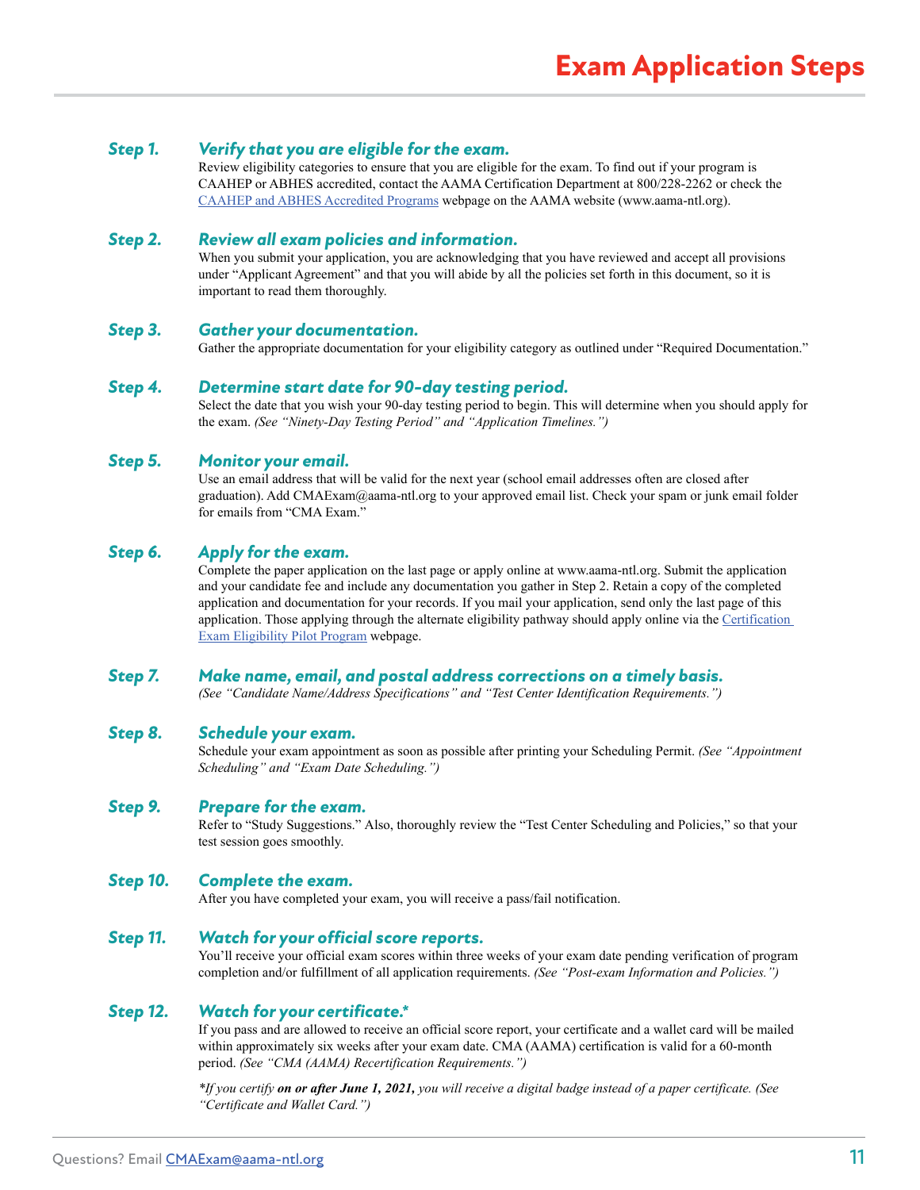# Exam Application Steps

### *Step 1. Verify that you are eligible for the exam.*

Review eligibility categories to ensure that you are eligible for the exam. To find out if your program is CAAHEP or ABHES accredited, contact the AAMA Certification Department at 800/228-2262 or check the CAAHEP and ABHES Accredited Programs webpage on the AAMA website (www.aama-ntl.org).

### *Step 2. Review all exam policies and information.*

When you submit your application, you are acknowledging that you have reviewed and accept all provisions under "Applicant Agreement" and that you will abide by all the policies set forth in this document, so it is important to read them thoroughly.

### *Step 3. Gather your documentation.*

Gather the appropriate documentation for your eligibility category as outlined under "Required Documentation."

### *Step 4. Determine start date for 90-day testing period.*

Select the date that you wish your 90-day testing period to begin. This will determine when you should apply for the exam. *(See "Ninety-Day Testing Period" and "Application Timelines.")*

### *Step 5. Monitor your email.*

Use an email address that will be valid for the next year (school email addresses often are closed after graduation). Add CMAExam@aama-ntl.org to your approved email list. Check your spam or junk email folder for emails from "CMA Exam."

### *Step 6. Apply for the exam.*

Complete the paper application on the last page or apply online at www.aama-ntl.org. Submit the application and your candidate fee and include any documentation you gather in Step 2. Retain a copy of the completed application and documentation for your records. If you mail your application, send only the last page of this application. Those applying through the alternate eligibility pathway should apply online via the Certification Exam Eligibility Pilot Program webpage.

### *Step 7. Make name, email, and postal address corrections on a timely basis.*

*(See "Candidate Name/Address Specifications" and "Test Center Identification Requirements.")*

### *Step 8. Schedule your exam.*

Schedule your exam appointment as soon as possible after printing your Scheduling Permit. *(See "Appointment Scheduling" and "Exam Date Scheduling.")*

### *Step 9. Prepare for the exam.*

Refer to "Study Suggestions." Also, thoroughly review the "Test Center Scheduling and Policies," so that your test session goes smoothly.

### *Step 10. Complete the exam.*

After you have completed your exam, you will receive a pass/fail notification.

### *Step 11. Watch for your official score reports.*

You'll receive your official exam scores within three weeks of your exam date pending verification of program completion and/or fulfillment of all application requirements. *(See "Post-exam Information and Policies.")*

### *Step 12. Watch for your certificate.**

If you pass and are allowed to receive an official score report, your certificate and a wallet card will be mailed within approximately six weeks after your exam date. CMA (AAMA) certification is valid for a 60-month period. *(See "CMA (AAMA) Recertification Requirements.")*

**If you certify* ***on or after June 1, 2021,*** *you will receive a digital badge instead of a paper certificate. (See "Certificate and Wallet Card.")*

Questions? Email CMAExam@aama-ntl.org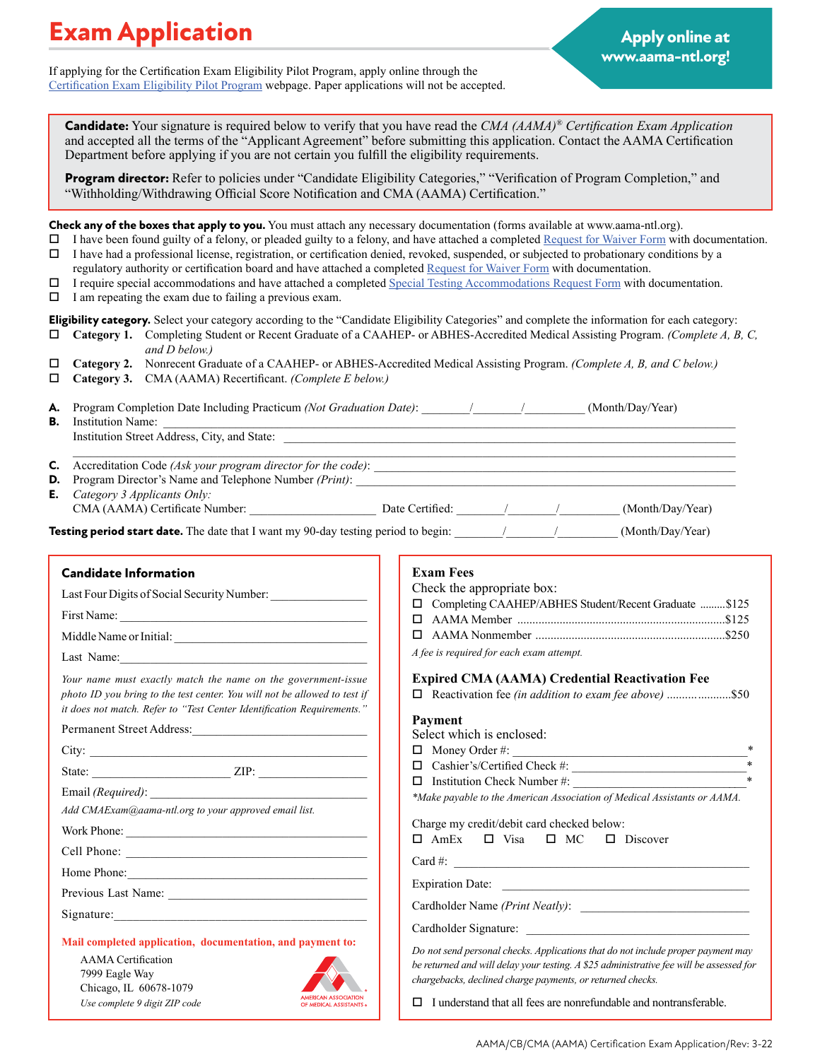# Exam Application

**Apply online at www.aama-ntl.org!**

If applying for the Certification Exam Eligibility Pilot Program, apply online through the Certification Exam Eligibility Pilot Program webpage. Paper applications will not be accepted.

**Candidate:** Your signature is required below to verify that you have read the *CMA (AAMA)® Certification Exam Application* and accepted all the terms of the "Applicant Agreement" before submitting this application. Contact the AAMA Certification Department before applying if you are not certain you fulfill the eligibility requirements.

**Program director:** Refer to policies under "Candidate Eligibility Categories," "Verification of Program Completion," and "Withholding/Withdrawing Official Score Notification and CMA (AAMA) Certification."

**Check any of the boxes that apply to you.** You must attach any necessary documentation (forms available at www.aama-ntl.org).

- ☐ I have been found guilty of a felony, or pleaded guilty to a felony, and have attached a completed Request for Waiver Form with documentation.
- ☐ I have had a professional license, registration, or certification denied, revoked, suspended, or subjected to probationary conditions by a regulatory authority or certification board and have attached a completed Request for Waiver Form with documentation.
- ☐ I require special accommodations and have attached a completed Special Testing Accommodations Request Form with documentation.
- ☐ I am repeating the exam due to failing a previous exam.

**Eligibility category.** Select your category according to the "Candidate Eligibility Categories" and complete the information for each category:

- ☐ **Category 1.** Completing Student or Recent Graduate of a CAAHEP- or ABHES-Accredited Medical Assisting Program. *(Complete A, B, C, and D below.)*
- ☐ **Category 2.** Nonrecent Graduate of a CAAHEP- or ABHES-Accredited Medical Assisting Program. *(Complete A, B, and C below.)*
- ☐ **Category 3.** CMA (AAMA) Recertificant. *(Complete E below.)*

**A.** Program Completion Date Including Practicum *(Not Graduation Date)*: ______/______/________ (Month/Day/Year)

**B.** Institution Name: ____________________

Institution Street Address, City, and State: ____________________

**C.** Accreditation Code *(Ask your program director for the code)*: ____________________

**D.** Program Director's Name and Telephone Number *(Print)*: ____________________

**E.** *Category 3 Applicants Only:*
CMA (AAMA) Certificate Number: ______________ Date Certified: ______/______/________ (Month/Day/Year)

**Testing period start date.** The date that I want my 90-day testing period to begin: ______/______/________ (Month/Day/Year)

## Candidate Information

Last Four Digits of Social Security Number: ____________

First Name: ____________

Middle Name or Initial: ____________

Last Name: ____________

*Your name must exactly match the name on the government-issue photo ID you bring to the test center. You will not be allowed to test if it does not match. Refer to "Test Center Identification Requirements."*

Permanent Street Address: ____________

City: ____________

State: ____________ ZIP: ____________

Email *(Required)*: ____________

*Add CMAExam@aama-ntl.org to your approved email list.*

Work Phone: ____________

Cell Phone: ____________

Home Phone: ____________

Previous Last Name: ____________

Signature: ____________

**Mail completed application, documentation, and payment to:**

AAMA Certification
7999 Eagle Way
Chicago, IL 60678-1079
*Use complete 9 digit ZIP code*

## Exam Fees

Check the appropriate box:

- ☐ Completing CAAHEP/ABHES Student/Recent Graduate .........$125
- ☐ AAMA Member ........................................$125
- ☐ AAMA Nonmember ....................................$250

*A fee is required for each exam attempt.*

## Expired CMA (AAMA) Credential Reactivation Fee

- ☐ Reactivation fee *(in addition to exam fee above)* ..................$50

## Payment

Select which is enclosed:

- ☐ Money Order #: ____________*
- ☐ Cashier's/Certified Check #: ____________*
- ☐ Institution Check Number #: ____________*

*\*Make payable to the American Association of Medical Assistants or AAMA.*

Charge my credit/debit card checked below:

☐ AmEx ☐ Visa ☐ MC ☐ Discover

Card #: ____________

Expiration Date: ____________

Cardholder Name *(Print Neatly)*: ____________

Cardholder Signature: ____________

*Do not send personal checks. Applications that do not include proper payment may be returned and will delay your testing. A $25 administrative fee will be assessed for chargebacks, declined charge payments, or returned checks.*

☐ I understand that all fees are nonrefundable and nontransferable.

AAMA/CB/CMA (AAMA) Certification Exam Application/Rev: 3-22